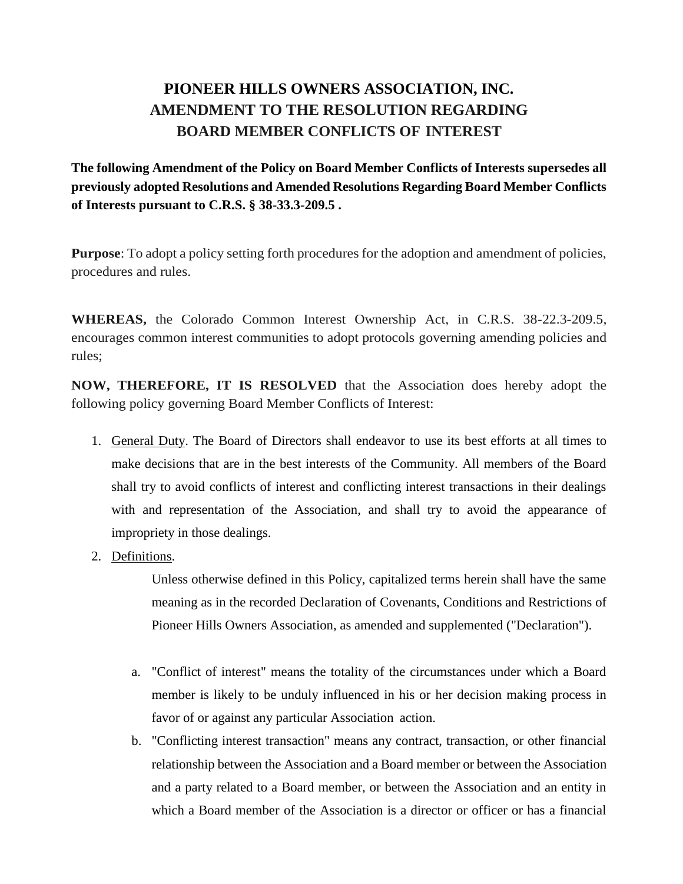# PIONEER HILLS OWNERS ASSOCIATION, INC.
# AMENDMENT TO THE RESOLUTION REGARDING
# BOARD MEMBER CONFLICTS OF INTEREST

**The following Amendment of the Policy on Board Member Conflicts of Interests supersedes all previously adopted Resolutions and Amended Resolutions Regarding Board Member Conflicts of Interests pursuant to C.R.S. § 38-33.3-209.5 .**

**Purpose**: To adopt a policy setting forth procedures for the adoption and amendment of policies, procedures and rules.

**WHEREAS,** the Colorado Common Interest Ownership Act, in C.R.S. 38-22.3-209.5, encourages common interest communities to adopt protocols governing amending policies and rules;

**NOW, THEREFORE, IT IS RESOLVED** that the Association does hereby adopt the following policy governing Board Member Conflicts of Interest:

1. General Duty. The Board of Directors shall endeavor to use its best efforts at all times to make decisions that are in the best interests of the Community. All members of the Board shall try to avoid conflicts of interest and conflicting interest transactions in their dealings with and representation of the Association, and shall try to avoid the appearance of impropriety in those dealings.
2. Definitions.

   Unless otherwise defined in this Policy, capitalized terms herein shall have the same meaning as in the recorded Declaration of Covenants, Conditions and Restrictions of Pioneer Hills Owners Association, as amended and supplemented ("Declaration").

   a. "Conflict of interest" means the totality of the circumstances under which a Board member is likely to be unduly influenced in his or her decision making process in favor of or against any particular Association action.
   b. "Conflicting interest transaction" means any contract, transaction, or other financial relationship between the Association and a Board member or between the Association and a party related to a Board member, or between the Association and an entity in which a Board member of the Association is a director or officer or has a financial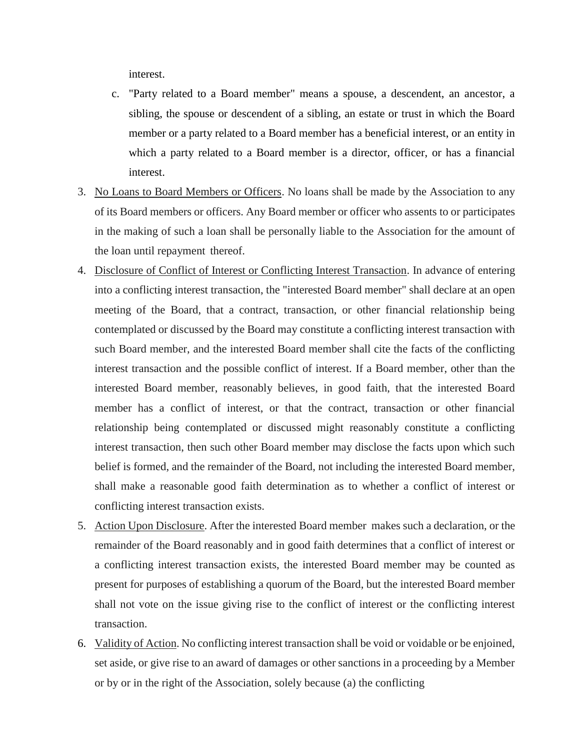interest.

   c. "Party related to a Board member" means a spouse, a descendent, an ancestor, a sibling, the spouse or descendent of a sibling, an estate or trust in which the Board member or a party related to a Board member has a beneficial interest, or an entity in which a party related to a Board member is a director, officer, or has a financial interest.

3. <u>No Loans to Board Members or Officers</u>. No loans shall be made by the Association to any of its Board members or officers. Any Board member or officer who assents to or participates in the making of such a loan shall be personally liable to the Association for the amount of the loan until repayment thereof.

4. <u>Disclosure of Conflict of Interest or Conflicting Interest Transaction</u>. In advance of entering into a conflicting interest transaction, the "interested Board member" shall declare at an open meeting of the Board, that a contract, transaction, or other financial relationship being contemplated or discussed by the Board may constitute a conflicting interest transaction with such Board member, and the interested Board member shall cite the facts of the conflicting interest transaction and the possible conflict of interest. If a Board member, other than the interested Board member, reasonably believes, in good faith, that the interested Board member has a conflict of interest, or that the contract, transaction or other financial relationship being contemplated or discussed might reasonably constitute a conflicting interest transaction, then such other Board member may disclose the facts upon which such belief is formed, and the remainder of the Board, not including the interested Board member, shall make a reasonable good faith determination as to whether a conflict of interest or conflicting interest transaction exists.

5. <u>Action Upon Disclosure</u>. After the interested Board member makes such a declaration, or the remainder of the Board reasonably and in good faith determines that a conflict of interest or a conflicting interest transaction exists, the interested Board member may be counted as present for purposes of establishing a quorum of the Board, but the interested Board member shall not vote on the issue giving rise to the conflict of interest or the conflicting interest transaction.

6. <u>Validity of Action</u>. No conflicting interest transaction shall be void or voidable or be enjoined, set aside, or give rise to an award of damages or other sanctions in a proceeding by a Member or by or in the right of the Association, solely because (a) the conflicting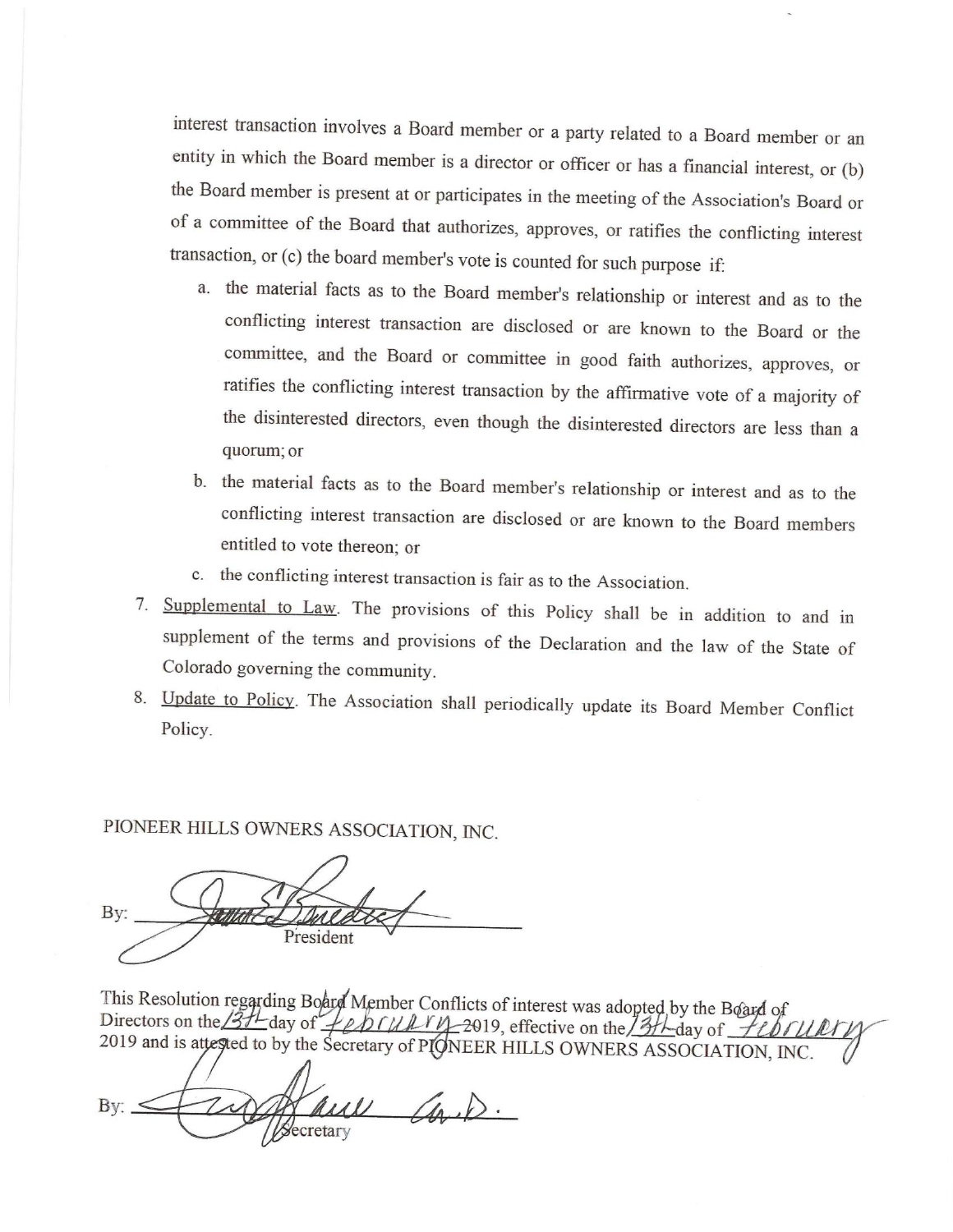interest transaction involves a Board member or a party related to a Board member or an entity in which the Board member is a director or officer or has a financial interest, or (b) the Board member is present at or participates in the meeting of the Association's Board or of a committee of the Board that authorizes, approves, or ratifies the conflicting interest transaction, or (c) the board member's vote is counted for such purpose if:

a. the material facts as to the Board member's relationship or interest and as to the conflicting interest transaction are disclosed or are known to the Board or the committee, and the Board or committee in good faith authorizes, approves, or ratifies the conflicting interest transaction by the affirmative vote of a majority of the disinterested directors, even though the disinterested directors are less than a quorum; or

b. the material facts as to the Board member's relationship or interest and as to the conflicting interest transaction are disclosed or are known to the Board members entitled to vote thereon; or

c. the conflicting interest transaction is fair as to the Association.

7. Supplemental to Law. The provisions of this Policy shall be in addition to and in supplement of the terms and provisions of the Declaration and the law of the State of Colorado governing the community.

8. Update to Policy. The Association shall periodically update its Board Member Conflict Policy.

PIONEER HILLS OWNERS ASSOCIATION, INC.

By: ________________________
President

This Resolution regarding Board Member Conflicts of interest was adopted by the Board of Directors on the 13th day of February 2019, effective on the 13th day of February 2019 and is attested to by the Secretary of PIONEER HILLS OWNERS ASSOCIATION, INC.

By: ________________________
Secretary